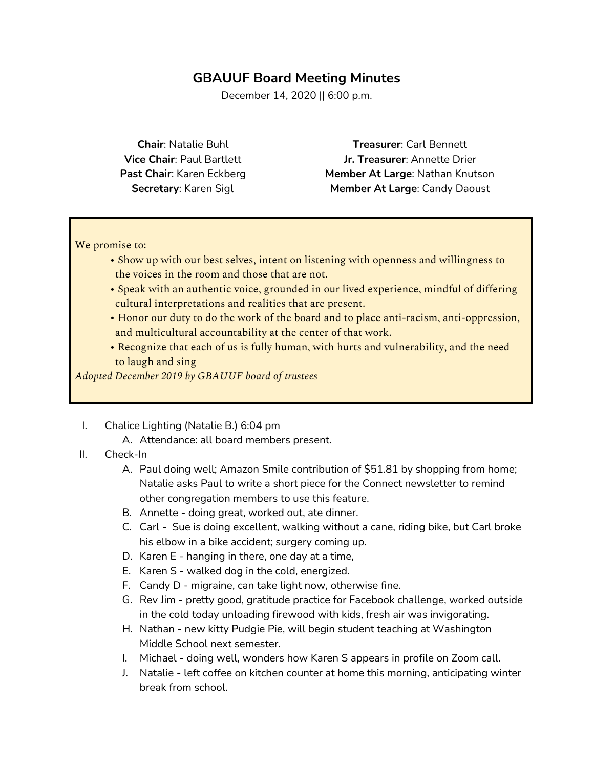# GBAUUF Board Meeting Minutes

December 14, 2020 || 6:00 p.m.

**Chair**: Natalie Buhl
**Vice Chair**: Paul Bartlett
**Past Chair**: Karen Eckberg
**Secretary**: Karen Sigl
**Treasurer**: Carl Bennett
**Jr. Treasurer**: Annette Drier
**Member At Large**: Nathan Knutson
**Member At Large**: Candy Daoust

> We promise to:
> - Show up with our best selves, intent on listening with openness and willingness to the voices in the room and those that are not.
> - Speak with an authentic voice, grounded in our lived experience, mindful of differing cultural interpretations and realities that are present.
> - Honor our duty to do the work of the board and to place anti-racism, anti-oppression, and multicultural accountability at the center of that work.
> - Recognize that each of us is fully human, with hurts and vulnerability, and the need to laugh and sing
>
> *Adopted December 2019 by GBAUUF board of trustees*

I. Chalice Lighting (Natalie B.) 6:04 pm
   - A. Attendance: all board members present.

II. Check-In
   - A. Paul doing well; Amazon Smile contribution of $51.81 by shopping from home; Natalie asks Paul to write a short piece for the Connect newsletter to remind other congregation members to use this feature.
   - B. Annette - doing great, worked out, ate dinner.
   - C. Carl - Sue is doing excellent, walking without a cane, riding bike, but Carl broke his elbow in a bike accident; surgery coming up.
   - D. Karen E - hanging in there, one day at a time,
   - E. Karen S - walked dog in the cold, energized.
   - F. Candy D - migraine, can take light now, otherwise fine.
   - G. Rev Jim - pretty good, gratitude practice for Facebook challenge, worked outside in the cold today unloading firewood with kids, fresh air was invigorating.
   - H. Nathan - new kitty Pudgie Pie, will begin student teaching at Washington Middle School next semester.
   - I. Michael - doing well, wonders how Karen S appears in profile on Zoom call.
   - J. Natalie - left coffee on kitchen counter at home this morning, anticipating winter break from school.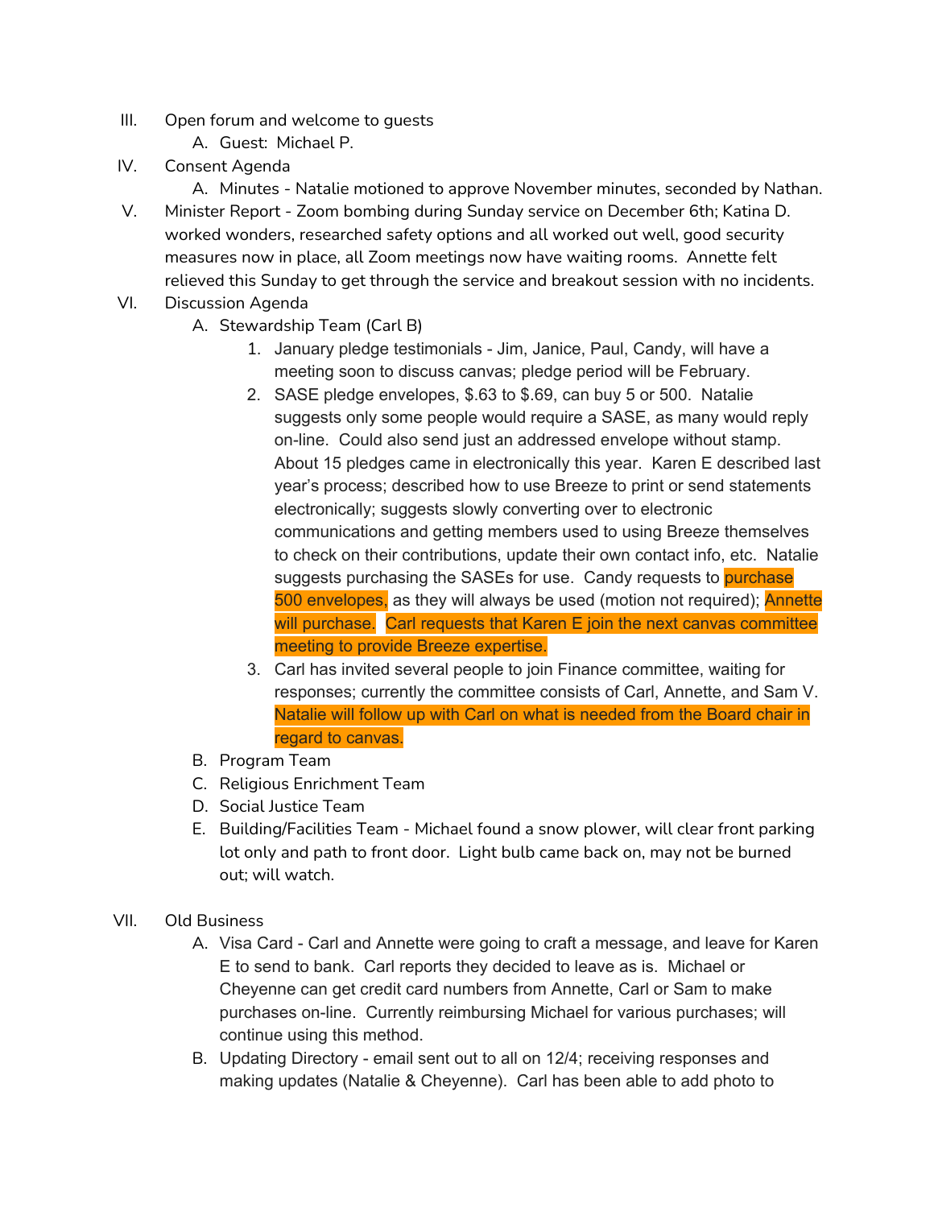III. Open forum and welcome to guests
   A. Guest: Michael P.

IV. Consent Agenda
   A. Minutes - Natalie motioned to approve November minutes, seconded by Nathan.

V. Minister Report - Zoom bombing during Sunday service on December 6th; Katina D. worked wonders, researched safety options and all worked out well, good security measures now in place, all Zoom meetings now have waiting rooms. Annette felt relieved this Sunday to get through the service and breakout session with no incidents.

VI. Discussion Agenda
   A. Stewardship Team (Carl B)
      1. January pledge testimonials - Jim, Janice, Paul, Candy, will have a meeting soon to discuss canvas; pledge period will be February.
      2. SASE pledge envelopes, $.63 to $.69, can buy 5 or 500. Natalie suggests only some people would require a SASE, as many would reply on-line. Could also send just an addressed envelope without stamp. About 15 pledges came in electronically this year. Karen E described last year's process; described how to use Breeze to print or send statements electronically; suggests slowly converting over to electronic communications and getting members used to using Breeze themselves to check on their contributions, update their own contact info, etc. Natalie suggests purchasing the SASEs for use. Candy requests to purchase 500 envelopes, as they will always be used (motion not required); Annette will purchase. Carl requests that Karen E join the next canvas committee meeting to provide Breeze expertise.
      3. Carl has invited several people to join Finance committee, waiting for responses; currently the committee consists of Carl, Annette, and Sam V. Natalie will follow up with Carl on what is needed from the Board chair in regard to canvas.
   B. Program Team
   C. Religious Enrichment Team
   D. Social Justice Team
   E. Building/Facilities Team - Michael found a snow plower, will clear front parking lot only and path to front door. Light bulb came back on, may not be burned out; will watch.

VII. Old Business
   A. Visa Card - Carl and Annette were going to craft a message, and leave for Karen E to send to bank. Carl reports they decided to leave as is. Michael or Cheyenne can get credit card numbers from Annette, Carl or Sam to make purchases on-line. Currently reimbursing Michael for various purchases; will continue using this method.
   B. Updating Directory - email sent out to all on 12/4; receiving responses and making updates (Natalie & Cheyenne). Carl has been able to add photo to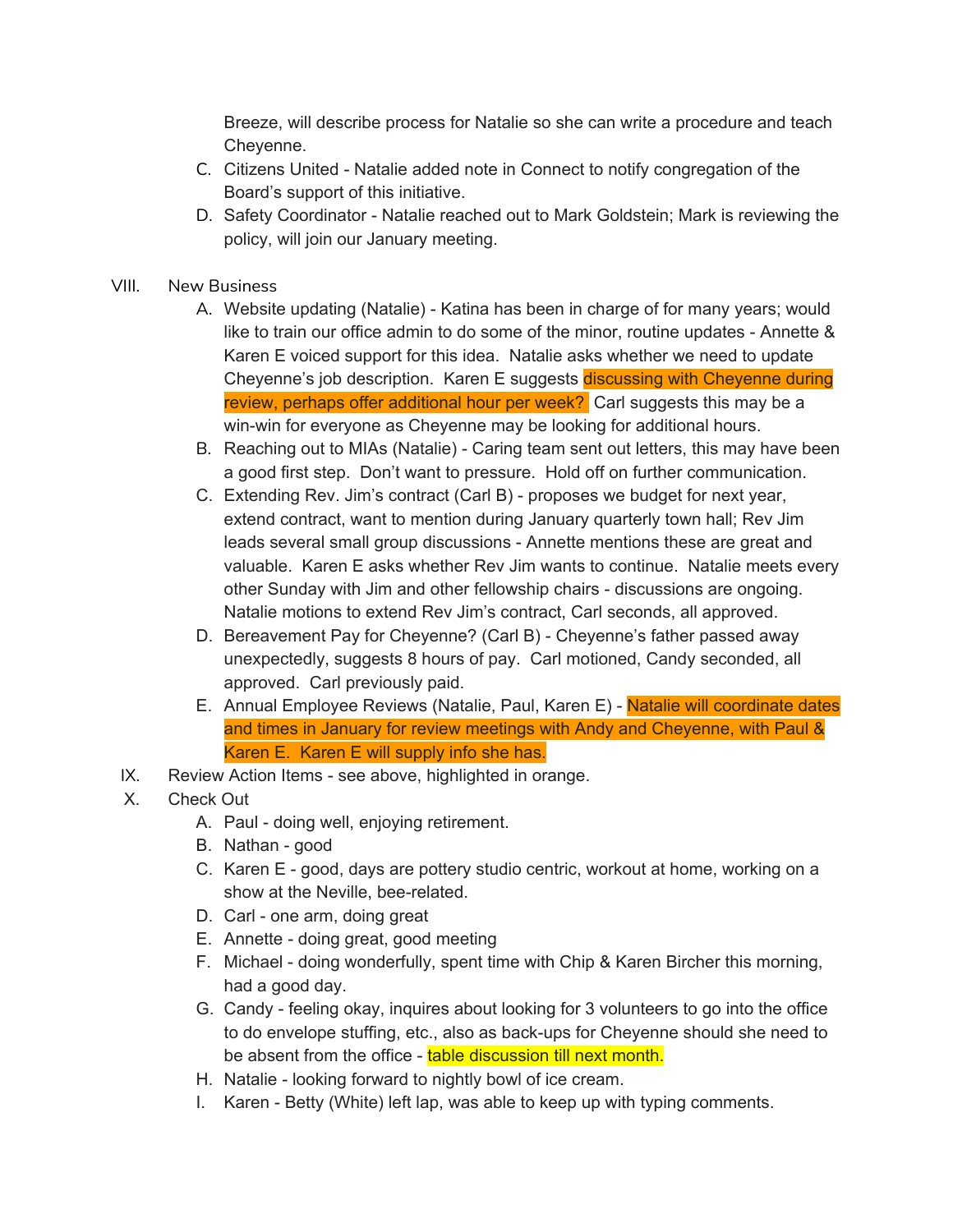Breeze, will describe process for Natalie so she can write a procedure and teach Cheyenne.

C. Citizens United - Natalie added note in Connect to notify congregation of the Board's support of this initiative.

D. Safety Coordinator - Natalie reached out to Mark Goldstein; Mark is reviewing the policy, will join our January meeting.

VIII. New Business

A. Website updating (Natalie) - Katina has been in charge of for many years; would like to train our office admin to do some of the minor, routine updates - Annette & Karen E voiced support for this idea. Natalie asks whether we need to update Cheyenne's job description. Karen E suggests discussing with Cheyenne during review, perhaps offer additional hour per week? Carl suggests this may be a win-win for everyone as Cheyenne may be looking for additional hours.

B. Reaching out to MIAs (Natalie) - Caring team sent out letters, this may have been a good first step. Don't want to pressure. Hold off on further communication.

C. Extending Rev. Jim's contract (Carl B) - proposes we budget for next year, extend contract, want to mention during January quarterly town hall; Rev Jim leads several small group discussions - Annette mentions these are great and valuable. Karen E asks whether Rev Jim wants to continue. Natalie meets every other Sunday with Jim and other fellowship chairs - discussions are ongoing. Natalie motions to extend Rev Jim's contract, Carl seconds, all approved.

D. Bereavement Pay for Cheyenne? (Carl B) - Cheyenne's father passed away unexpectedly, suggests 8 hours of pay. Carl motioned, Candy seconded, all approved. Carl previously paid.

E. Annual Employee Reviews (Natalie, Paul, Karen E) - Natalie will coordinate dates and times in January for review meetings with Andy and Cheyenne, with Paul & Karen E. Karen E will supply info she has.

IX. Review Action Items - see above, highlighted in orange.

X. Check Out

A. Paul - doing well, enjoying retirement.

B. Nathan - good

C. Karen E - good, days are pottery studio centric, workout at home, working on a show at the Neville, bee-related.

D. Carl - one arm, doing great

E. Annette - doing great, good meeting

F. Michael - doing wonderfully, spent time with Chip & Karen Bircher this morning, had a good day.

G. Candy - feeling okay, inquires about looking for 3 volunteers to go into the office to do envelope stuffing, etc., also as back-ups for Cheyenne should she need to be absent from the office - table discussion till next month.

H. Natalie - looking forward to nightly bowl of ice cream.

I. Karen - Betty (White) left lap, was able to keep up with typing comments.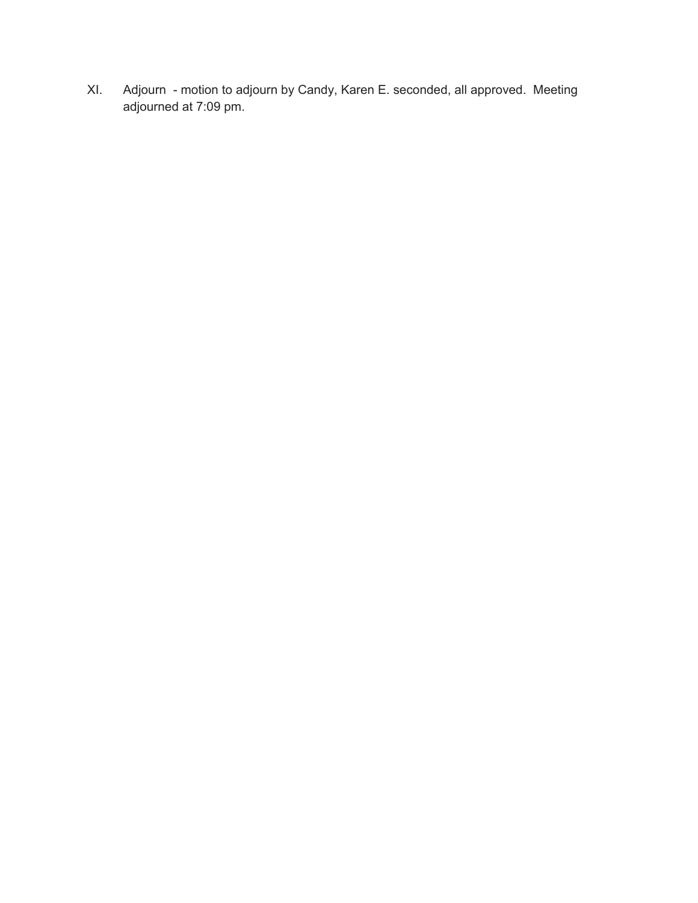XI. Adjourn - motion to adjourn by Candy, Karen E. seconded, all approved. Meeting adjourned at 7:09 pm.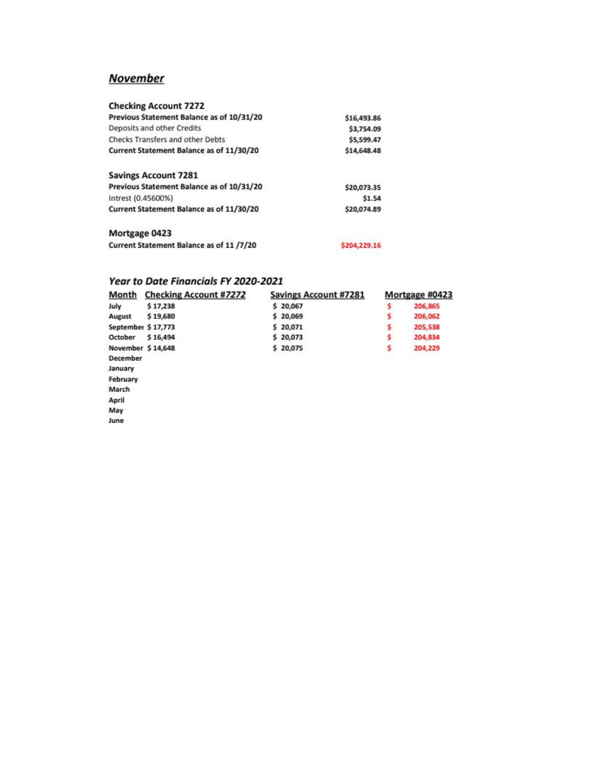## ***November***

| **Checking Account 7272** | |
|---|---|
| **Previous Statement Balance as of 10/31/20** | $16,493.86 |
| Deposits and other Credits | $3,754.09 |
| Checks Transfers and other Debts | $5,599.47 |
| **Current Statement Balance as of 11/30/20** | $14,648.48 |

| **Savings Account 7281** | |
|---|---|
| **Previous Statement Balance as of 10/31/20** | $20,073.35 |
| Intrest (0.45600%) | $1.54 |
| **Current Statement Balance as of 11/30/20** | $20,074.89 |

| **Mortgage 0423** | |
|---|---|
| **Current Statement Balance as of 11 /7/20** | $204,229.16 |

### ***Year to Date Financials FY 2020-2021***

| Month | Checking Account #7272 | Savings Account #7281 | Mortgage #0423 |
|---|---|---|---|
| **July** | $ 17,238 | $ 20,067 | $ 206,865 |
| **August** | $ 19,680 | $ 20,069 | $ 206,062 |
| **September** | $ 17,773 | $ 20,071 | $ 205,538 |
| **October** | $ 16,494 | $ 20,073 | $ 204,834 |
| **November** | $ 14,648 | $ 20,075 | $ 204,229 |
| **December** | | | |
| **January** | | | |
| **February** | | | |
| **March** | | | |
| **April** | | | |
| **May** | | | |
| **June** | | | |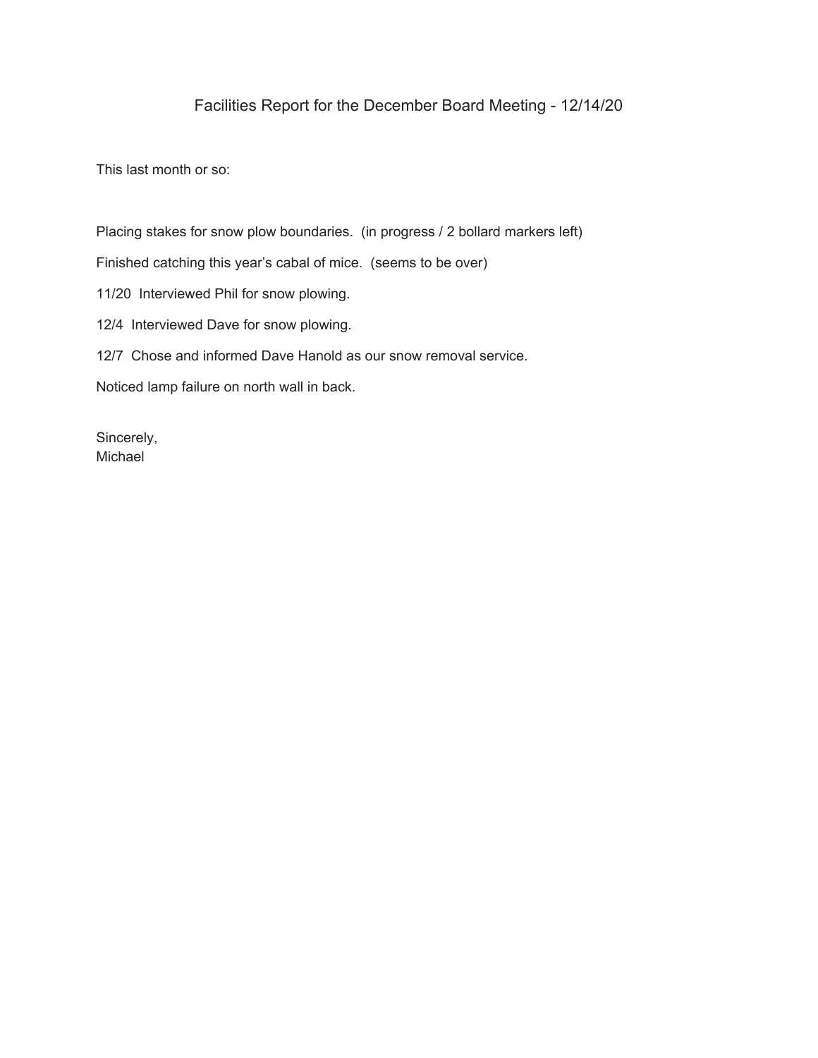# Facilities Report for the December Board Meeting - 12/14/20

This last month or so:

Placing stakes for snow plow boundaries.  (in progress / 2 bollard markers left)

Finished catching this year's cabal of mice.  (seems to be over)

11/20  Interviewed Phil for snow plowing.

12/4  Interviewed Dave for snow plowing.

12/7  Chose and informed Dave Hanold as our snow removal service.

Noticed lamp failure on north wall in back.

Sincerely,
Michael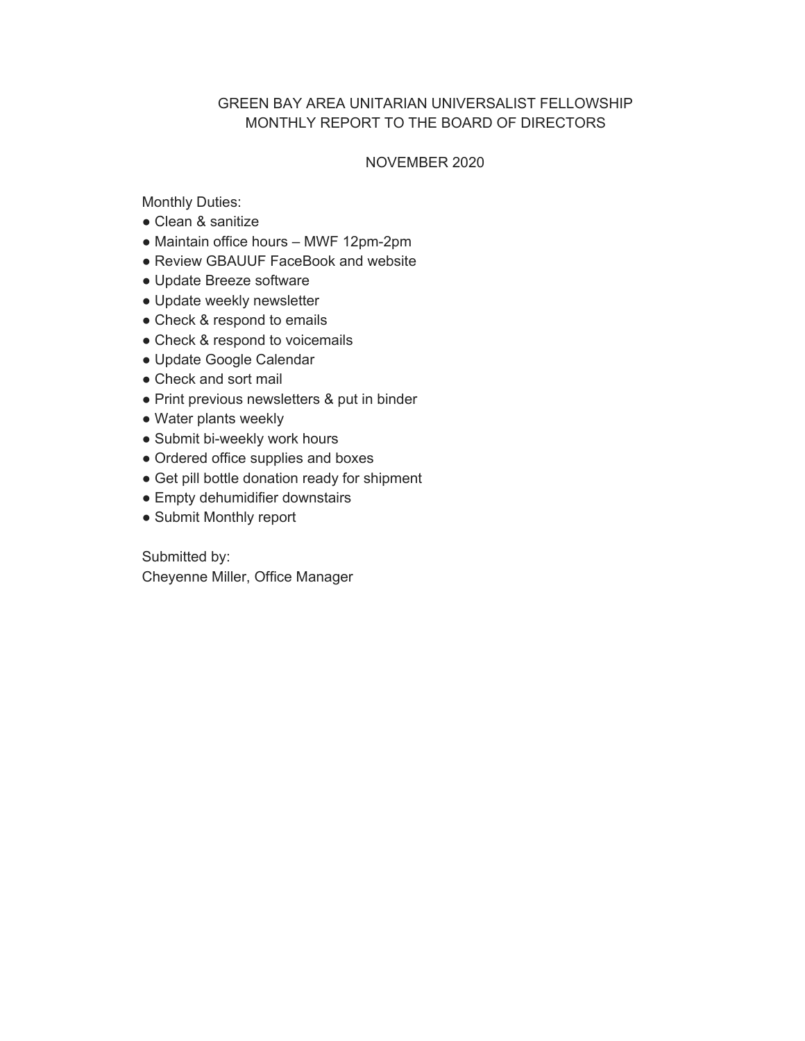# GREEN BAY AREA UNITARIAN UNIVERSALIST FELLOWSHIP
## MONTHLY REPORT TO THE BOARD OF DIRECTORS

NOVEMBER 2020

Monthly Duties:

- Clean & sanitize
- Maintain office hours – MWF 12pm-2pm
- Review GBAUUF FaceBook and website
- Update Breeze software
- Update weekly newsletter
- Check & respond to emails
- Check & respond to voicemails
- Update Google Calendar
- Check and sort mail
- Print previous newsletters & put in binder
- Water plants weekly
- Submit bi-weekly work hours
- Ordered office supplies and boxes
- Get pill bottle donation ready for shipment
- Empty dehumidifier downstairs
- Submit Monthly report

Submitted by:
Cheyenne Miller, Office Manager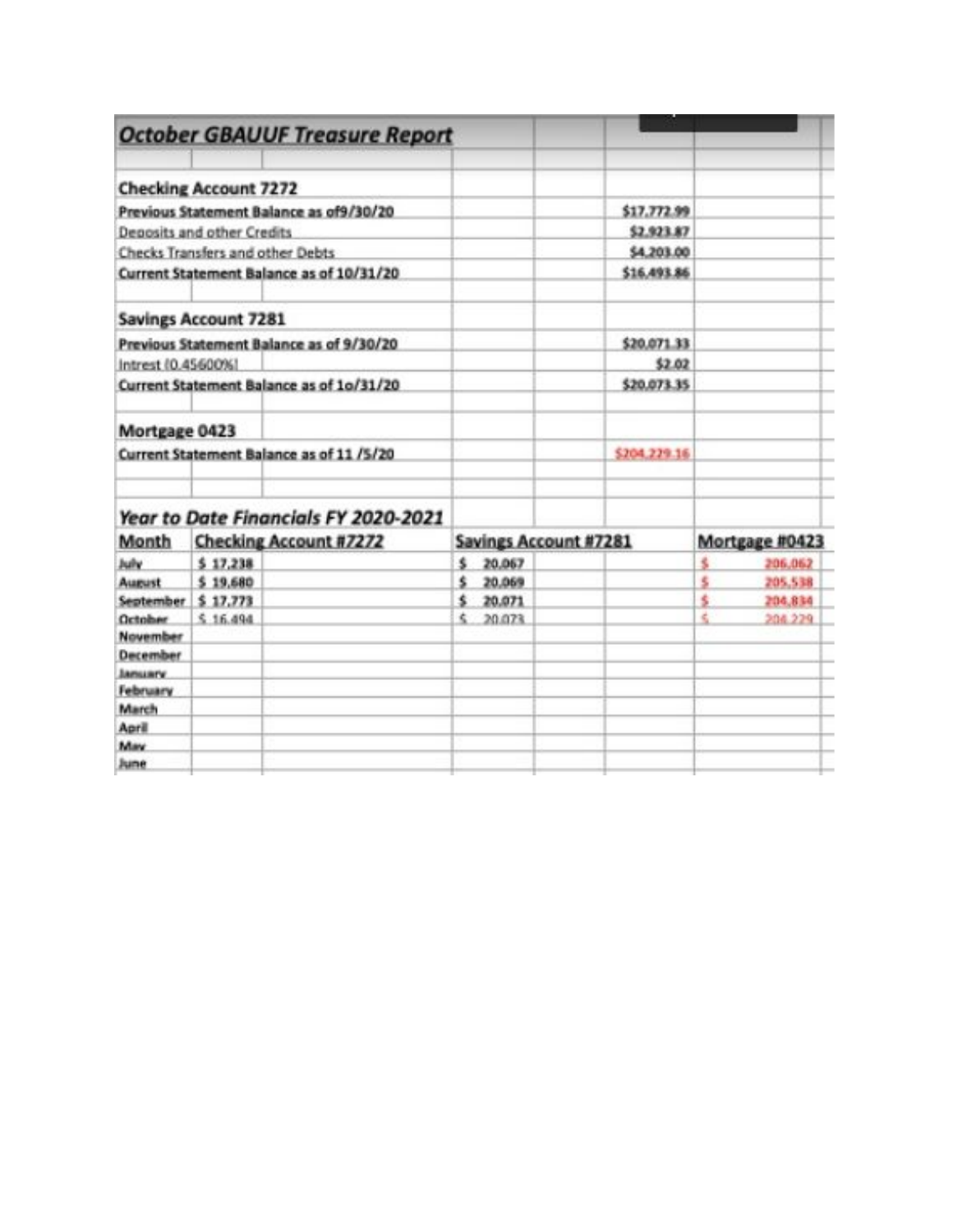## October GBAUUF Treasure Report

| Checking Account 7272 | |
|---|---|
| Previous Statement Balance as of9/30/20 | $17,772.99 |
| Deposits and other Credits | $2,923.87 |
| Checks Transfers and other Debts | $4,203.00 |
| Current Statement Balance as of 10/31/20 | $16,493.86 |

| Savings Account 7281 | |
|---|---|
| Previous Statement Balance as of 9/30/20 | $20,071.33 |
| Intrest (0.45600%) | $2.02 |
| Current Statement Balance as of 1o/31/20 | $20,073.35 |

| Mortgage 0423 | |
|---|---|
| Current Statement Balance as of 11 /5/20 | $204,229.16 |

### Year to Date Financials FY 2020-2021

| Month | Checking Account #7272 | Savings Account #7281 | Mortgage #0423 |
|---|---|---|---|
| July | $ 17,238 | $ 20,067 | $ 206,062 |
| August | $ 19,680 | $ 20,069 | $ 205,538 |
| September | $ 17,773 | $ 20,071 | $ 204,834 |
| October | $ 16,494 | $ 20,073 | $ 204,229 |
| November | | | |
| December | | | |
| January | | | |
| February | | | |
| March | | | |
| April | | | |
| May | | | |
| June | | | |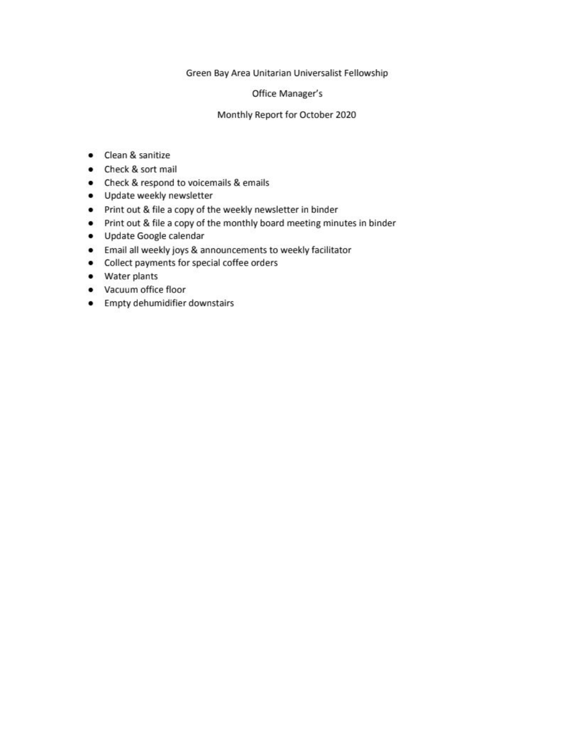Green Bay Area Unitarian Universalist Fellowship

Office Manager's

Monthly Report for October 2020

- Clean & sanitize
- Check & sort mail
- Check & respond to voicemails & emails
- Update weekly newsletter
- Print out & file a copy of the weekly newsletter in binder
- Print out & file a copy of the monthly board meeting minutes in binder
- Update Google calendar
- Email all weekly joys & announcements to weekly facilitator
- Collect payments for special coffee orders
- Water plants
- Vacuum office floor
- Empty dehumidifier downstairs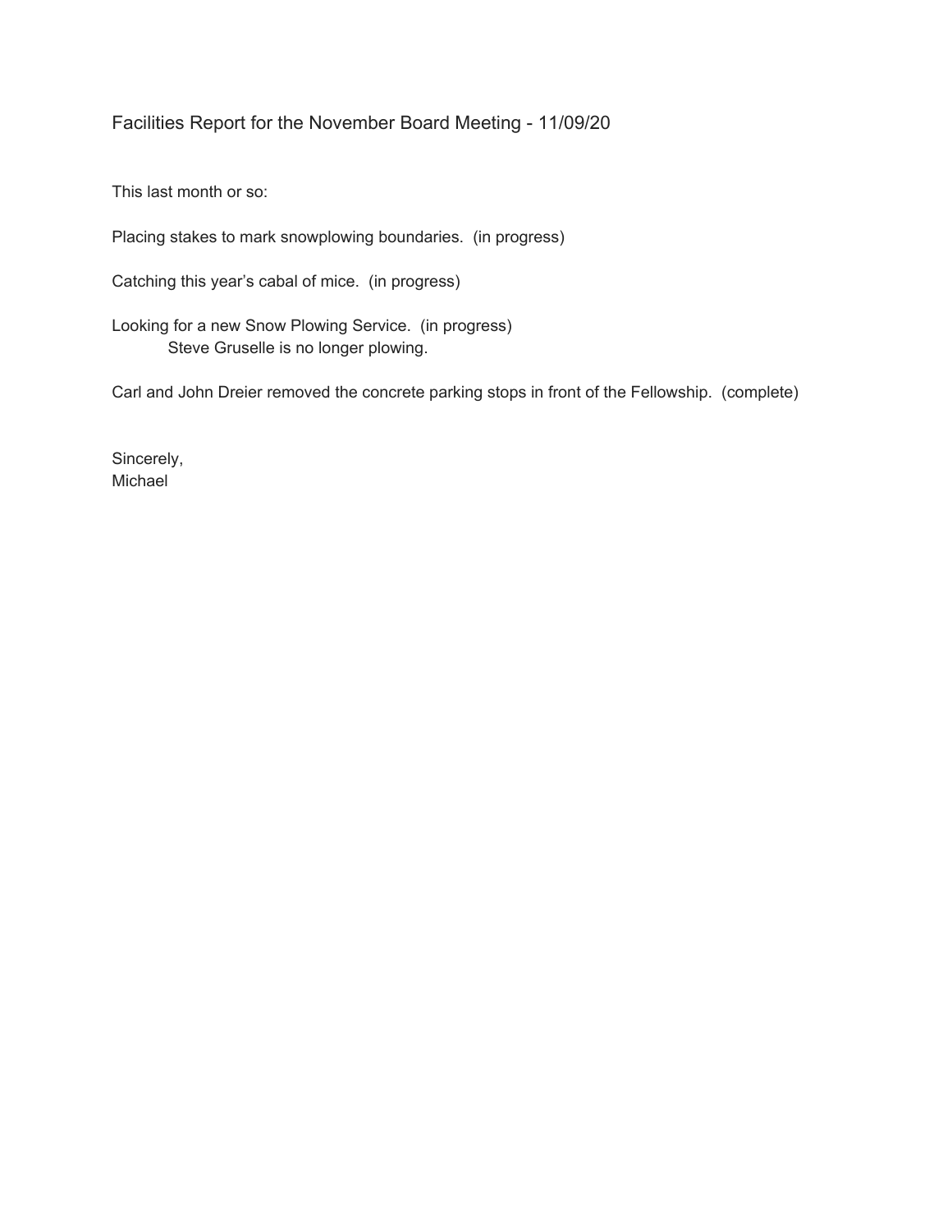# Facilities Report for the November Board Meeting - 11/09/20

This last month or so:

Placing stakes to mark snowplowing boundaries. (in progress)

Catching this year's cabal of mice. (in progress)

Looking for a new Snow Plowing Service. (in progress)
    Steve Gruselle is no longer plowing.

Carl and John Dreier removed the concrete parking stops in front of the Fellowship. (complete)

Sincerely,
Michael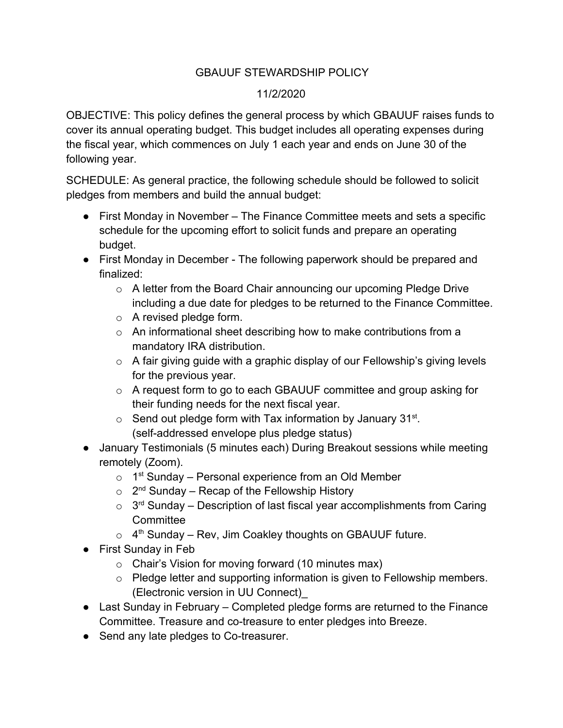# GBAUUF STEWARDSHIP POLICY

11/2/2020

OBJECTIVE: This policy defines the general process by which GBAUUF raises funds to cover its annual operating budget. This budget includes all operating expenses during the fiscal year, which commences on July 1 each year and ends on June 30 of the following year.

SCHEDULE: As general practice, the following schedule should be followed to solicit pledges from members and build the annual budget:

- First Monday in November – The Finance Committee meets and sets a specific schedule for the upcoming effort to solicit funds and prepare an operating budget.
- First Monday in December - The following paperwork should be prepared and finalized:
  - A letter from the Board Chair announcing our upcoming Pledge Drive including a due date for pledges to be returned to the Finance Committee.
  - A revised pledge form.
  - An informational sheet describing how to make contributions from a mandatory IRA distribution.
  - A fair giving guide with a graphic display of our Fellowship's giving levels for the previous year.
  - A request form to go to each GBAUUF committee and group asking for their funding needs for the next fiscal year.
  - Send out pledge form with Tax information by January 31st. (self-addressed envelope plus pledge status)
- January Testimonials (5 minutes each) During Breakout sessions while meeting remotely (Zoom).
  - 1st Sunday – Personal experience from an Old Member
  - 2nd Sunday – Recap of the Fellowship History
  - 3rd Sunday – Description of last fiscal year accomplishments from Caring Committee
  - 4th Sunday – Rev, Jim Coakley thoughts on GBAUUF future.
- First Sunday in Feb
  - Chair's Vision for moving forward (10 minutes max)
  - Pledge letter and supporting information is given to Fellowship members. (Electronic version in UU Connect)_
- Last Sunday in February – Completed pledge forms are returned to the Finance Committee. Treasure and co-treasure to enter pledges into Breeze.
- Send any late pledges to Co-treasurer.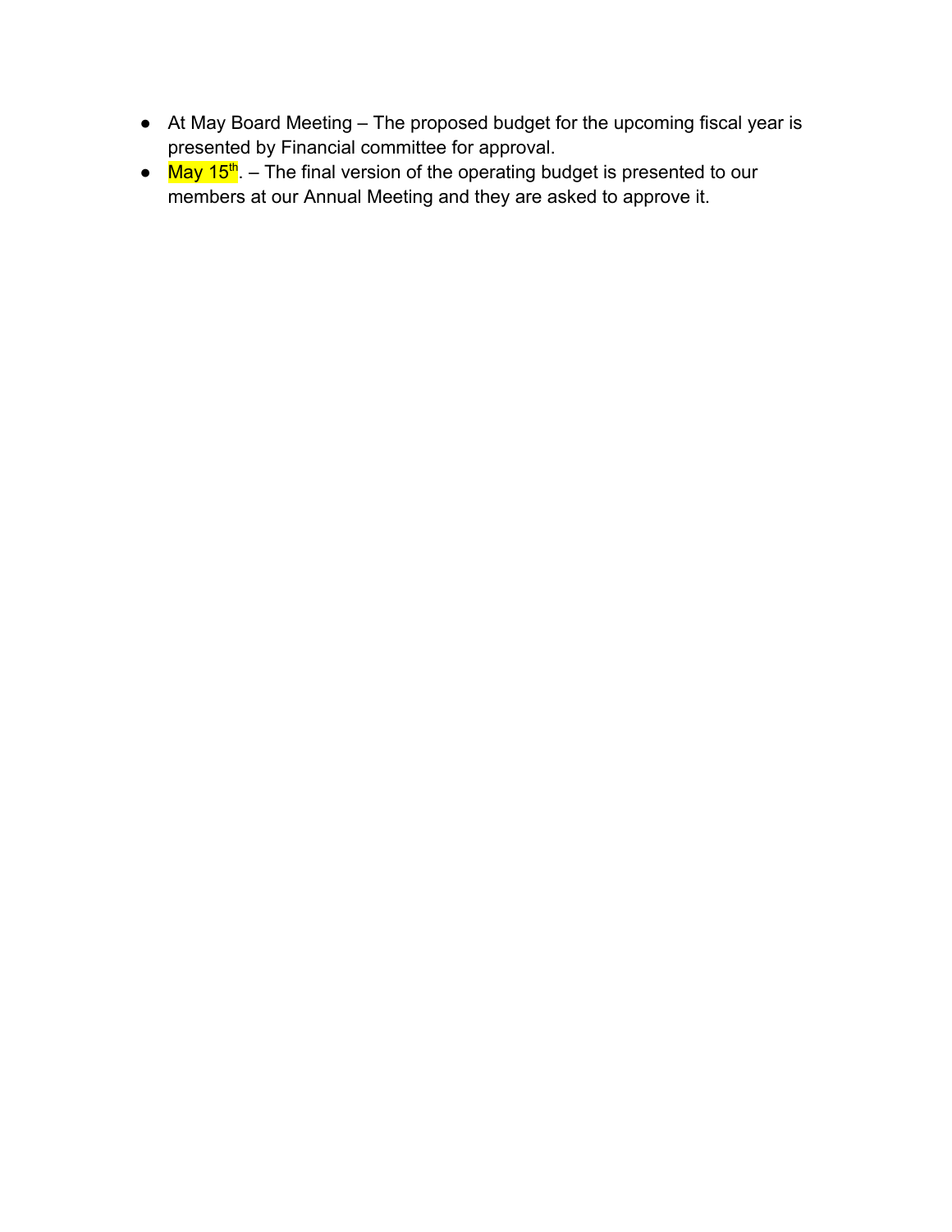- At May Board Meeting – The proposed budget for the upcoming fiscal year is presented by Financial committee for approval.
- May 15th. – The final version of the operating budget is presented to our members at our Annual Meeting and they are asked to approve it.